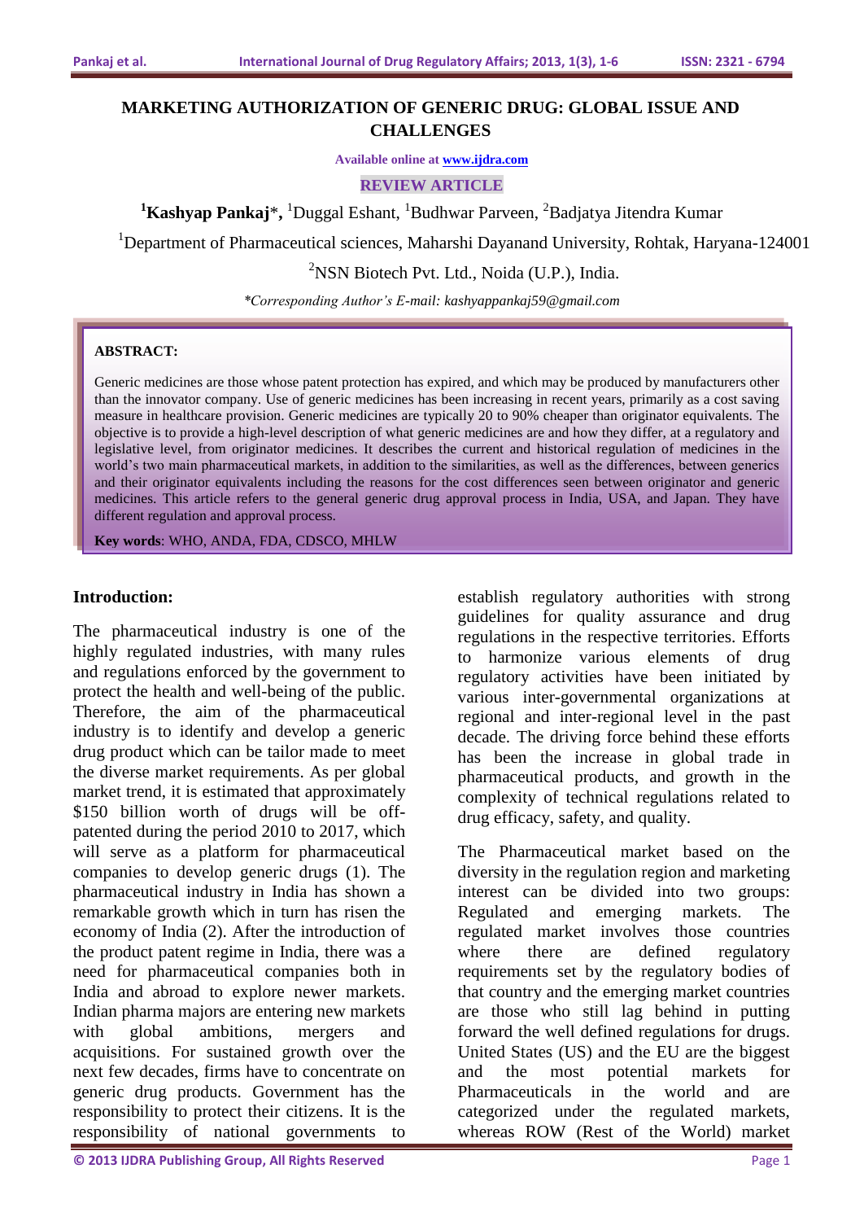# MARKETING AUTHORIZATION OF GENERIC DRUG: GLOBAL ISSUE AND CHALLENGES

Available online at www.ijdra.com

REVIEW ARTICLE

[1]**Kashyap Pankaj***, [1]Duggal Eshant, [1]Budhwar Parveen, [2]Badjatya Jitendra Kumar

[1]Department of Pharmaceutical sciences, Maharshi Dayanand University, Rohtak, Haryana-124001

[2]NSN Biotech Pvt. Ltd., Noida (U.P.), India.

*\*Corresponding Author's E-mail: kashyappankaj59@gmail.com*

**ABSTRACT:**

Generic medicines are those whose patent protection has expired, and which may be produced by manufacturers other than the innovator company. Use of generic medicines has been increasing in recent years, primarily as a cost saving measure in healthcare provision. Generic medicines are typically 20 to 90% cheaper than originator equivalents. The objective is to provide a high-level description of what generic medicines are and how they differ, at a regulatory and legislative level, from originator medicines. It describes the current and historical regulation of medicines in the world's two main pharmaceutical markets, in addition to the similarities, as well as the differences, between generics and their originator equivalents including the reasons for the cost differences seen between originator and generic medicines. This article refers to the general generic drug approval process in India, USA, and Japan. They have different regulation and approval process.

**Key words**: WHO, ANDA, FDA, CDSCO, MHLW

## Introduction:

The pharmaceutical industry is one of the highly regulated industries, with many rules and regulations enforced by the government to protect the health and well-being of the public. Therefore, the aim of the pharmaceutical industry is to identify and develop a generic drug product which can be tailor made to meet the diverse market requirements. As per global market trend, it is estimated that approximately $150 billion worth of drugs will be off-patented during the period 2010 to 2017, which will serve as a platform for pharmaceutical companies to develop generic drugs (1). The pharmaceutical industry in India has shown a remarkable growth which in turn has risen the economy of India (2). After the introduction of the product patent regime in India, there was a need for pharmaceutical companies both in India and abroad to explore newer markets. Indian pharma majors are entering new markets with global ambitions, mergers and acquisitions. For sustained growth over the next few decades, firms have to concentrate on generic drug products. Government has the responsibility to protect their citizens. It is the responsibility of national governments to establish regulatory authorities with strong guidelines for quality assurance and drug regulations in the respective territories. Efforts to harmonize various elements of drug regulatory activities have been initiated by various inter-governmental organizations at regional and inter-regional level in the past decade. The driving force behind these efforts has been the increase in global trade in pharmaceutical products, and growth in the complexity of technical regulations related to drug efficacy, safety, and quality.

The Pharmaceutical market based on the diversity in the regulation region and marketing interest can be divided into two groups: Regulated and emerging markets. The regulated market involves those countries where there are defined regulatory requirements set by the regulatory bodies of that country and the emerging market countries are those who still lag behind in putting forward the well defined regulations for drugs. United States (US) and the EU are the biggest and the most potential markets for Pharmaceuticals in the world and are categorized under the regulated markets, whereas ROW (Rest of the World) market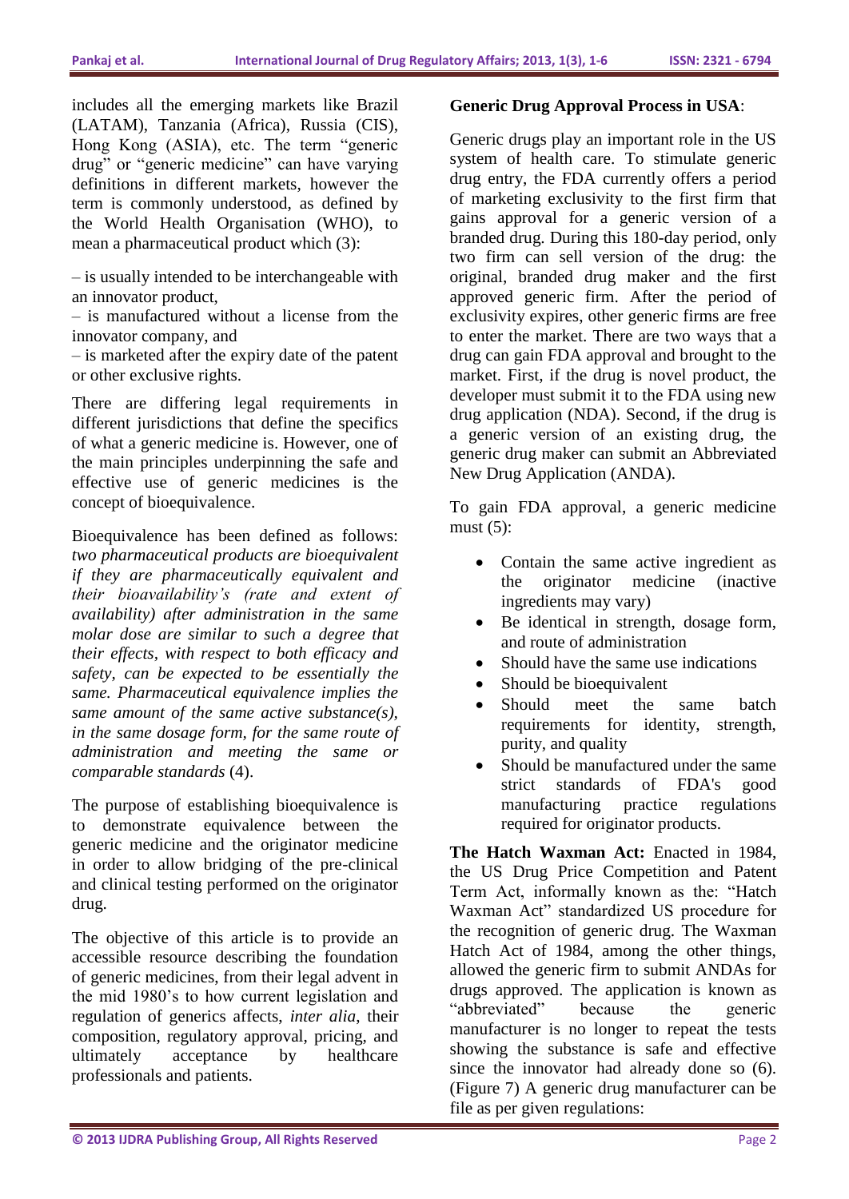includes all the emerging markets like Brazil (LATAM), Tanzania (Africa), Russia (CIS), Hong Kong (ASIA), etc. The term "generic drug" or "generic medicine" can have varying definitions in different markets, however the term is commonly understood, as defined by the World Health Organisation (WHO), to mean a pharmaceutical product which (3):

– is usually intended to be interchangeable with an innovator product,
– is manufactured without a license from the innovator company, and
– is marketed after the expiry date of the patent or other exclusive rights.

There are differing legal requirements in different jurisdictions that define the specifics of what a generic medicine is. However, one of the main principles underpinning the safe and effective use of generic medicines is the concept of bioequivalence.

Bioequivalence has been defined as follows: *two pharmaceutical products are bioequivalent if they are pharmaceutically equivalent and their bioavailability's (rate and extent of availability) after administration in the same molar dose are similar to such a degree that their effects, with respect to both efficacy and safety, can be expected to be essentially the same. Pharmaceutical equivalence implies the same amount of the same active substance(s), in the same dosage form, for the same route of administration and meeting the same or comparable standards* (4).

The purpose of establishing bioequivalence is to demonstrate equivalence between the generic medicine and the originator medicine in order to allow bridging of the pre-clinical and clinical testing performed on the originator drug.

The objective of this article is to provide an accessible resource describing the foundation of generic medicines, from their legal advent in the mid 1980's to how current legislation and regulation of generics affects, *inter alia*, their composition, regulatory approval, pricing, and ultimately acceptance by healthcare professionals and patients.

**Generic Drug Approval Process in USA**:

Generic drugs play an important role in the US system of health care. To stimulate generic drug entry, the FDA currently offers a period of marketing exclusivity to the first firm that gains approval for a generic version of a branded drug. During this 180-day period, only two firm can sell version of the drug: the original, branded drug maker and the first approved generic firm. After the period of exclusivity expires, other generic firms are free to enter the market. There are two ways that a drug can gain FDA approval and brought to the market. First, if the drug is novel product, the developer must submit it to the FDA using new drug application (NDA). Second, if the drug is a generic version of an existing drug, the generic drug maker can submit an Abbreviated New Drug Application (ANDA).

To gain FDA approval, a generic medicine must (5):

- Contain the same active ingredient as the originator medicine (inactive ingredients may vary)
- Be identical in strength, dosage form, and route of administration
- Should have the same use indications
- Should be bioequivalent
- Should meet the same batch requirements for identity, strength, purity, and quality
- Should be manufactured under the same strict standards of FDA's good manufacturing practice regulations required for originator products.

**The Hatch Waxman Act:** Enacted in 1984, the US Drug Price Competition and Patent Term Act, informally known as the: "Hatch Waxman Act" standardized US procedure for the recognition of generic drug. The Waxman Hatch Act of 1984, among the other things, allowed the generic firm to submit ANDAs for drugs approved. The application is known as "abbreviated" because the generic manufacturer is no longer to repeat the tests showing the substance is safe and effective since the innovator had already done so (6). (Figure 7) A generic drug manufacturer can be file as per given regulations: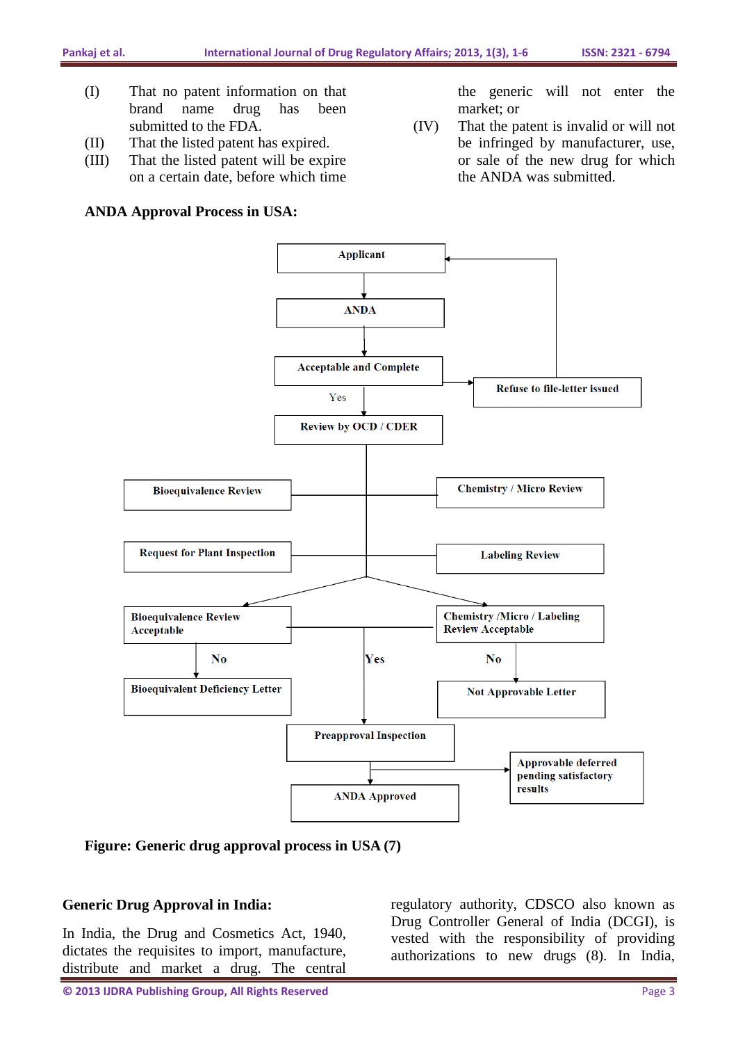(I) That no patent information on that brand name drug has been submitted to the FDA.

(II) That the listed patent has expired.

(III) That the listed patent will be expire on a certain date, before which time the generic will not enter the market; or

(IV) That the patent is invalid or will not be infringed by manufacturer, use, or sale of the new drug for which the ANDA was submitted.

**ANDA Approval Process in USA:**

Applicant → ANDA → Acceptable and Complete → (No) Refuse to file-letter issued → Applicant

Acceptable and Complete → (Yes) Review by OCD / CDER

Review by OCD / CDER → Bioequivalence Review; Chemistry / Micro Review; Request for Plant Inspection; Labeling Review

→ Bioequivalence Review Acceptable → (No) Bioequivalent Deficiency Letter

→ Chemistry /Micro / Labeling Review Acceptable → (No) Not Approvable Letter

(Yes) → Preapproval Inspection → ANDA Approved; Approvable deferred pending satisfactory results

**Figure: Generic drug approval process in USA (7)**

**Generic Drug Approval in India:**

In India, the Drug and Cosmetics Act, 1940, dictates the requisites to import, manufacture, distribute and market a drug. The central regulatory authority, CDSCO also known as Drug Controller General of India (DCGI), is vested with the responsibility of providing authorizations to new drugs (8). In India,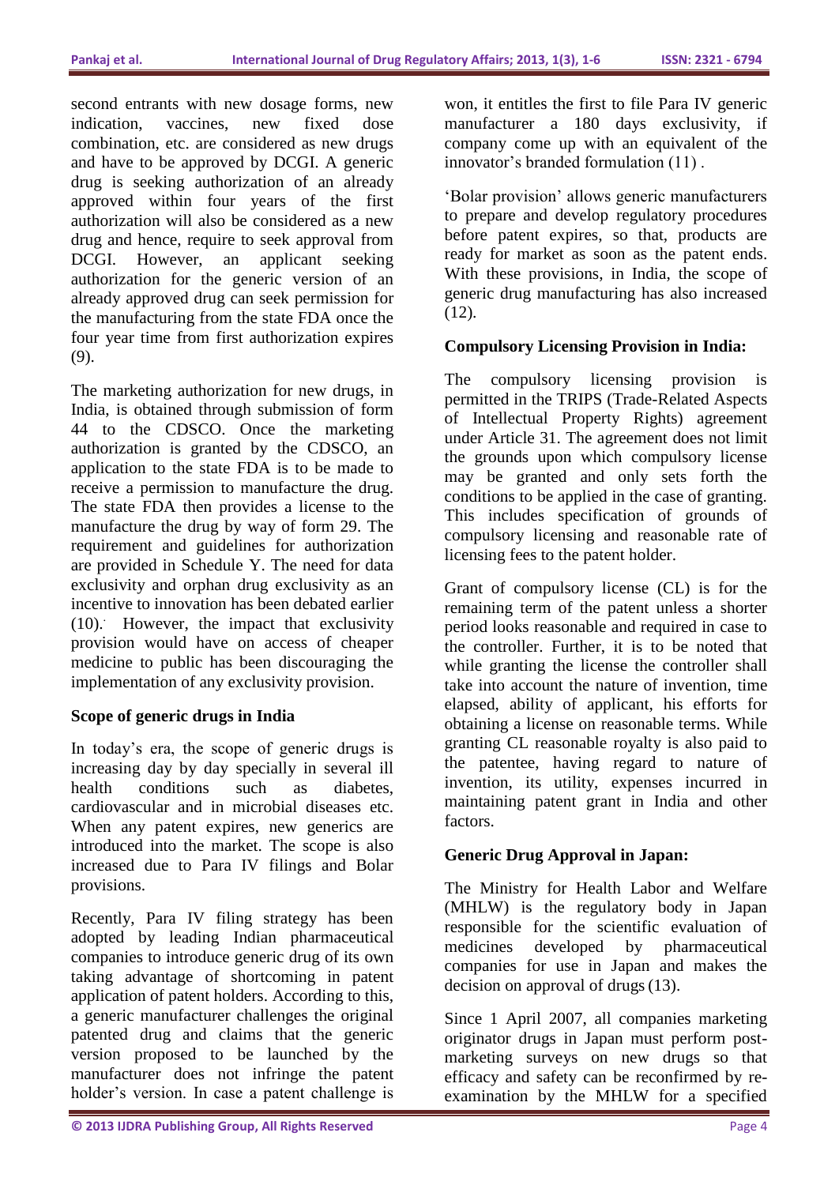second entrants with new dosage forms, new indication, vaccines, new fixed dose combination, etc. are considered as new drugs and have to be approved by DCGI. A generic drug is seeking authorization of an already approved within four years of the first authorization will also be considered as a new drug and hence, require to seek approval from DCGI. However, an applicant seeking authorization for the generic version of an already approved drug can seek permission for the manufacturing from the state FDA once the four year time from first authorization expires (9).

The marketing authorization for new drugs, in India, is obtained through submission of form 44 to the CDSCO. Once the marketing authorization is granted by the CDSCO, an application to the state FDA is to be made to receive a permission to manufacture the drug. The state FDA then provides a license to the manufacture the drug by way of form 29. The requirement and guidelines for authorization are provided in Schedule Y. The need for data exclusivity and orphan drug exclusivity as an incentive to innovation has been debated earlier (10). However, the impact that exclusivity provision would have on access of cheaper medicine to public has been discouraging the implementation of any exclusivity provision.

### Scope of generic drugs in India

In today's era, the scope of generic drugs is increasing day by day specially in several ill health conditions such as diabetes, cardiovascular and in microbial diseases etc. When any patent expires, new generics are introduced into the market. The scope is also increased due to Para IV filings and Bolar provisions.

Recently, Para IV filing strategy has been adopted by leading Indian pharmaceutical companies to introduce generic drug of its own taking advantage of shortcoming in patent application of patent holders. According to this, a generic manufacturer challenges the original patented drug and claims that the generic version proposed to be launched by the manufacturer does not infringe the patent holder's version. In case a patent challenge is won, it entitles the first to file Para IV generic manufacturer a 180 days exclusivity, if company come up with an equivalent of the innovator's branded formulation (11) .

'Bolar provision' allows generic manufacturers to prepare and develop regulatory procedures before patent expires, so that, products are ready for market as soon as the patent ends. With these provisions, in India, the scope of generic drug manufacturing has also increased (12).

### Compulsory Licensing Provision in India:

The compulsory licensing provision is permitted in the TRIPS (Trade-Related Aspects of Intellectual Property Rights) agreement under Article 31. The agreement does not limit the grounds upon which compulsory license may be granted and only sets forth the conditions to be applied in the case of granting. This includes specification of grounds of compulsory licensing and reasonable rate of licensing fees to the patent holder.

Grant of compulsory license (CL) is for the remaining term of the patent unless a shorter period looks reasonable and required in case to the controller. Further, it is to be noted that while granting the license the controller shall take into account the nature of invention, time elapsed, ability of applicant, his efforts for obtaining a license on reasonable terms. While granting CL reasonable royalty is also paid to the patentee, having regard to nature of invention, its utility, expenses incurred in maintaining patent grant in India and other factors.

### Generic Drug Approval in Japan:

The Ministry for Health Labor and Welfare (MHLW) is the regulatory body in Japan responsible for the scientific evaluation of medicines developed by pharmaceutical companies for use in Japan and makes the decision on approval of drugs (13).

Since 1 April 2007, all companies marketing originator drugs in Japan must perform post-marketing surveys on new drugs so that efficacy and safety can be reconfirmed by re-examination by the MHLW for a specified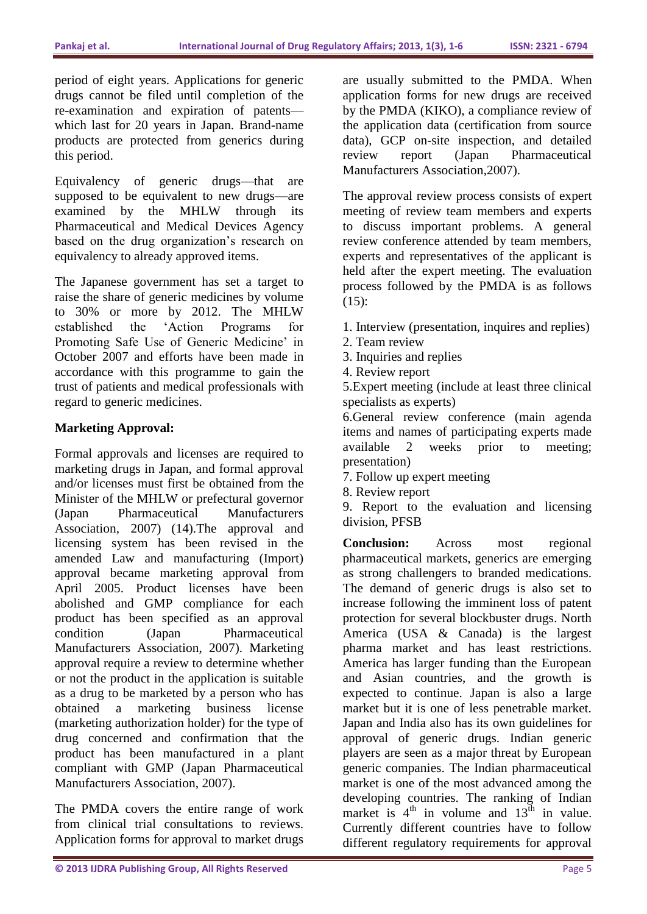period of eight years. Applications for generic drugs cannot be filed until completion of the re-examination and expiration of patents—which last for 20 years in Japan. Brand-name products are protected from generics during this period.

Equivalency of generic drugs—that are supposed to be equivalent to new drugs—are examined by the MHLW through its Pharmaceutical and Medical Devices Agency based on the drug organization's research on equivalency to already approved items.

The Japanese government has set a target to raise the share of generic medicines by volume to 30% or more by 2012. The MHLW established the 'Action Programs for Promoting Safe Use of Generic Medicine' in October 2007 and efforts have been made in accordance with this programme to gain the trust of patients and medical professionals with regard to generic medicines.

**Marketing Approval:**

Formal approvals and licenses are required to marketing drugs in Japan, and formal approval and/or licenses must first be obtained from the Minister of the MHLW or prefectural governor (Japan Pharmaceutical Manufacturers Association, 2007) (14).The approval and licensing system has been revised in the amended Law and manufacturing (Import) approval became marketing approval from April 2005. Product licenses have been abolished and GMP compliance for each product has been specified as an approval condition (Japan Pharmaceutical Manufacturers Association, 2007). Marketing approval require a review to determine whether or not the product in the application is suitable as a drug to be marketed by a person who has obtained a marketing business license (marketing authorization holder) for the type of drug concerned and confirmation that the product has been manufactured in a plant compliant with GMP (Japan Pharmaceutical Manufacturers Association, 2007).

The PMDA covers the entire range of work from clinical trial consultations to reviews. Application forms for approval to market drugs are usually submitted to the PMDA. When application forms for new drugs are received by the PMDA (KIKO), a compliance review of the application data (certification from source data), GCP on-site inspection, and detailed review report (Japan Pharmaceutical Manufacturers Association,2007).

The approval review process consists of expert meeting of review team members and experts to discuss important problems. A general review conference attended by team members, experts and representatives of the applicant is held after the expert meeting. The evaluation process followed by the PMDA is as follows (15):

1. Interview (presentation, inquires and replies)
2. Team review
3. Inquiries and replies
4. Review report
5. Expert meeting (include at least three clinical specialists as experts)
6. General review conference (main agenda items and names of participating experts made available 2 weeks prior to meeting; presentation)
7. Follow up expert meeting
8. Review report
9. Report to the evaluation and licensing division, PFSB

**Conclusion:** Across most regional pharmaceutical markets, generics are emerging as strong challengers to branded medications. The demand of generic drugs is also set to increase following the imminent loss of patent protection for several blockbuster drugs. North America (USA & Canada) is the largest pharma market and has least restrictions. America has larger funding than the European and Asian countries, and the growth is expected to continue. Japan is also a large market but it is one of less penetrable market. Japan and India also has its own guidelines for approval of generic drugs. Indian generic players are seen as a major threat by European generic companies. The Indian pharmaceutical market is one of the most advanced among the developing countries. The ranking of Indian market is 4$^{th}$ in volume and 13$^{th}$ in value. Currently different countries have to follow different regulatory requirements for approval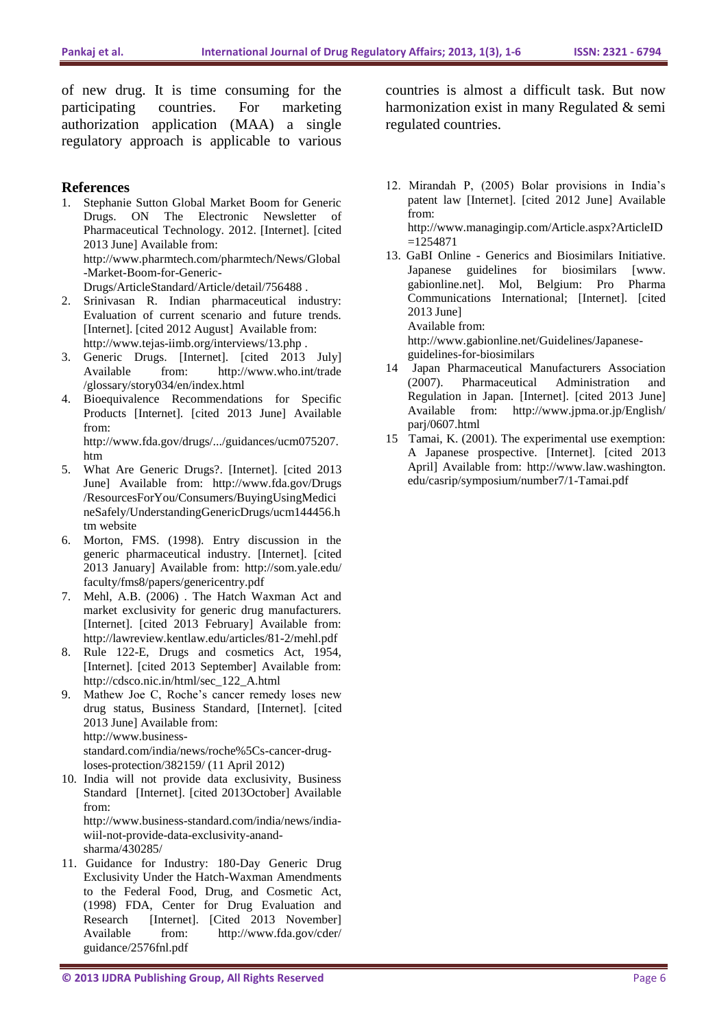of new drug. It is time consuming for the participating countries. For marketing authorization application (MAA) a single regulatory approach is applicable to various countries is almost a difficult task. But now harmonization exist in many Regulated & semi regulated countries.

## References

1. Stephanie Sutton Global Market Boom for Generic Drugs. ON The Electronic Newsletter of Pharmaceutical Technology. 2012. [Internet]. [cited 2013 June] Available from: http://www.pharmtech.com/pharmtech/News/Global-Market-Boom-for-Generic-Drugs/ArticleStandard/Article/detail/756488 .
2. Srinivasan R. Indian pharmaceutical industry: Evaluation of current scenario and future trends. [Internet]. [cited 2012 August] Available from: http://www.tejas-iimb.org/interviews/13.php .
3. Generic Drugs. [Internet]. [cited 2013 July] Available from: http://www.who.int/trade/glossary/story034/en/index.html
4. Bioequivalence Recommendations for Specific Products [Internet]. [cited 2013 June] Available from: http://www.fda.gov/drugs/.../guidances/ucm075207.htm
5. What Are Generic Drugs?. [Internet]. [cited 2013 June] Available from: http://www.fda.gov/Drugs/ResourcesForYou/Consumers/BuyingUsingMedicineSafely/UnderstandingGenericDrugs/ucm144456.htm website
6. Morton, FMS. (1998). Entry discussion in the generic pharmaceutical industry. [Internet]. [cited 2013 January] Available from: http://som.yale.edu/faculty/fms8/papers/genericentry.pdf
7. Mehl, A.B. (2006) . The Hatch Waxman Act and market exclusivity for generic drug manufacturers. [Internet]. [cited 2013 February] Available from: http://lawreview.kentlaw.edu/articles/81-2/mehl.pdf
8. Rule 122-E, Drugs and cosmetics Act, 1954, [Internet]. [cited 2013 September] Available from: http://cdsco.nic.in/html/sec_122_A.html
9. Mathew Joe C, Roche's cancer remedy loses new drug status, Business Standard, [Internet]. [cited 2013 June] Available from: http://www.business-standard.com/india/news/roche%5Cs-cancer-drug-loses-protection/382159/ (11 April 2012)
10. India will not provide data exclusivity, Business Standard [Internet]. [cited 2013October] Available from: http://www.business-standard.com/india/news/india-wiil-not-provide-data-exclusivity-anand-sharma/430285/
11. Guidance for Industry: 180-Day Generic Drug Exclusivity Under the Hatch-Waxman Amendments to the Federal Food, Drug, and Cosmetic Act, (1998) FDA, Center for Drug Evaluation and Research [Internet]. [Cited 2013 November] Available from: http://www.fda.gov/cder/guidance/2576fnl.pdf
12. Mirandah P, (2005) Bolar provisions in India's patent law [Internet]. [cited 2012 June] Available from: http://www.managingip.com/Article.aspx?ArticleID=1254871
13. GaBI Online - Generics and Biosimilars Initiative. Japanese guidelines for biosimilars [www.gabionline.net]. Mol, Belgium: Pro Pharma Communications International; [Internet]. [cited 2013 June] Available from: http://www.gabionline.net/Guidelines/Japanese-guidelines-for-biosimilars
14. Japan Pharmaceutical Manufacturers Association (2007). Pharmaceutical Administration and Regulation in Japan. [Internet]. [cited 2013 June] Available from: http://www.jpma.or.jp/English/parj/0607.html
15. Tamai, K. (2001). The experimental use exemption: A Japanese prospective. [Internet]. [cited 2013 April] Available from: http://www.law.washington.edu/casrip/symposium/number7/1-Tamai.pdf